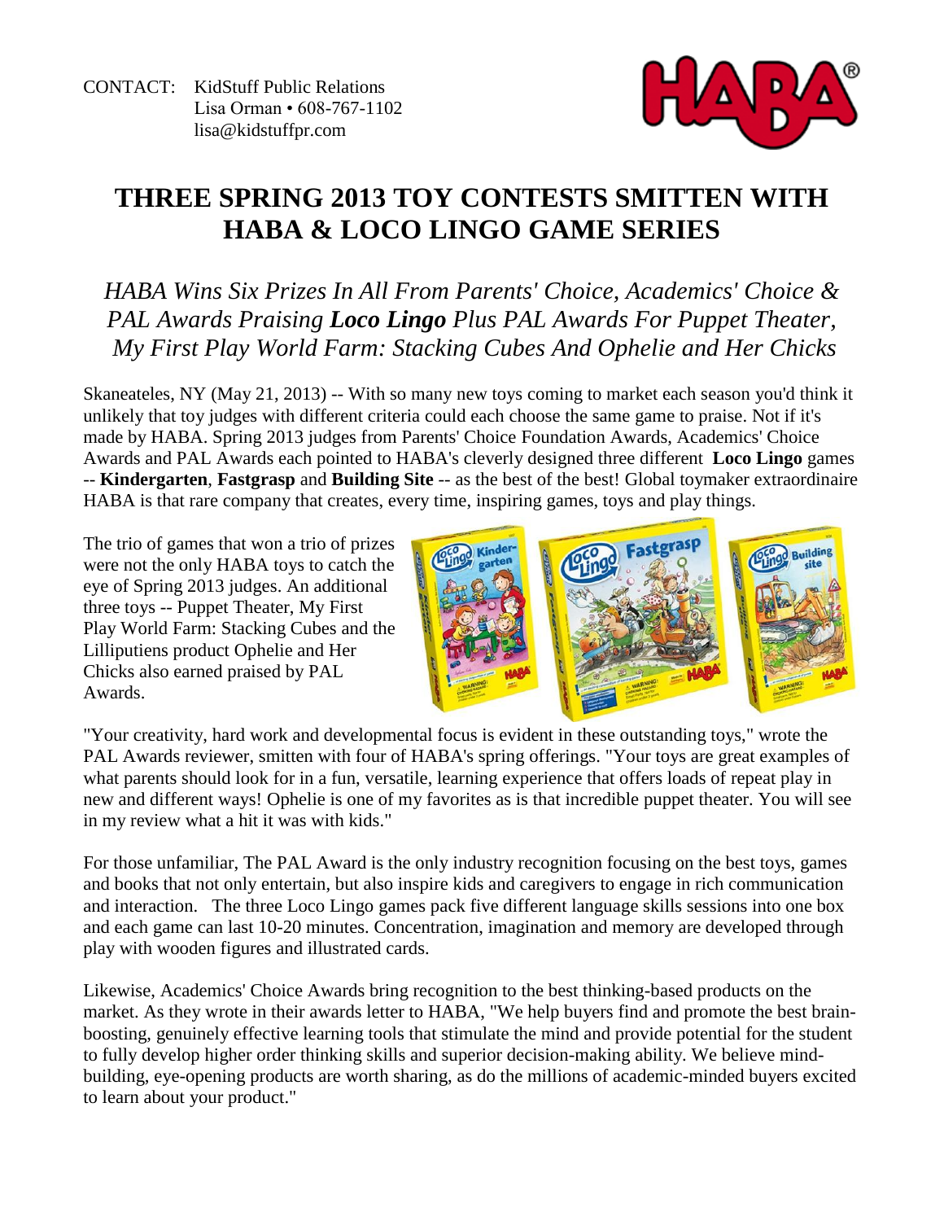CONTACT: KidStuff Public Relations
Lisa Orman • 608-767-1102
lisa@kidstuffpr.com

# THREE SPRING 2013 TOY CONTESTS SMITTEN WITH HABA & LOCO LINGO GAME SERIES

## *HABA Wins Six Prizes In All From Parents' Choice, Academics' Choice & PAL Awards Praising **Loco Lingo** Plus PAL Awards For Puppet Theater, My First Play World Farm: Stacking Cubes And Ophelie and Her Chicks*

Skaneateles, NY (May 21, 2013) -- With so many new toys coming to market each season you'd think it unlikely that toy judges with different criteria could each choose the same game to praise. Not if it's made by HABA. Spring 2013 judges from Parents' Choice Foundation Awards, Academics' Choice Awards and PAL Awards each pointed to HABA's cleverly designed three different **Loco Lingo** games -- **Kindergarten**, **Fastgrasp** and **Building Site** -- as the best of the best! Global toymaker extraordinaire HABA is that rare company that creates, every time, inspiring games, toys and play things.

The trio of games that won a trio of prizes were not the only HABA toys to catch the eye of Spring 2013 judges. An additional three toys -- Puppet Theater, My First Play World Farm: Stacking Cubes and the Lilliputiens product Ophelie and Her Chicks also earned praised by PAL Awards.

"Your creativity, hard work and developmental focus is evident in these outstanding toys," wrote the PAL Awards reviewer, smitten with four of HABA's spring offerings. "Your toys are great examples of what parents should look for in a fun, versatile, learning experience that offers loads of repeat play in new and different ways! Ophelie is one of my favorites as is that incredible puppet theater. You will see in my review what a hit it was with kids."

For those unfamiliar, The PAL Award is the only industry recognition focusing on the best toys, games and books that not only entertain, but also inspire kids and caregivers to engage in rich communication and interaction. The three Loco Lingo games pack five different language skills sessions into one box and each game can last 10-20 minutes. Concentration, imagination and memory are developed through play with wooden figures and illustrated cards.

Likewise, Academics' Choice Awards bring recognition to the best thinking-based products on the market. As they wrote in their awards letter to HABA, "We help buyers find and promote the best brain-boosting, genuinely effective learning tools that stimulate the mind and provide potential for the student to fully develop higher order thinking skills and superior decision-making ability. We believe mind-building, eye-opening products are worth sharing, as do the millions of academic-minded buyers excited to learn about your product."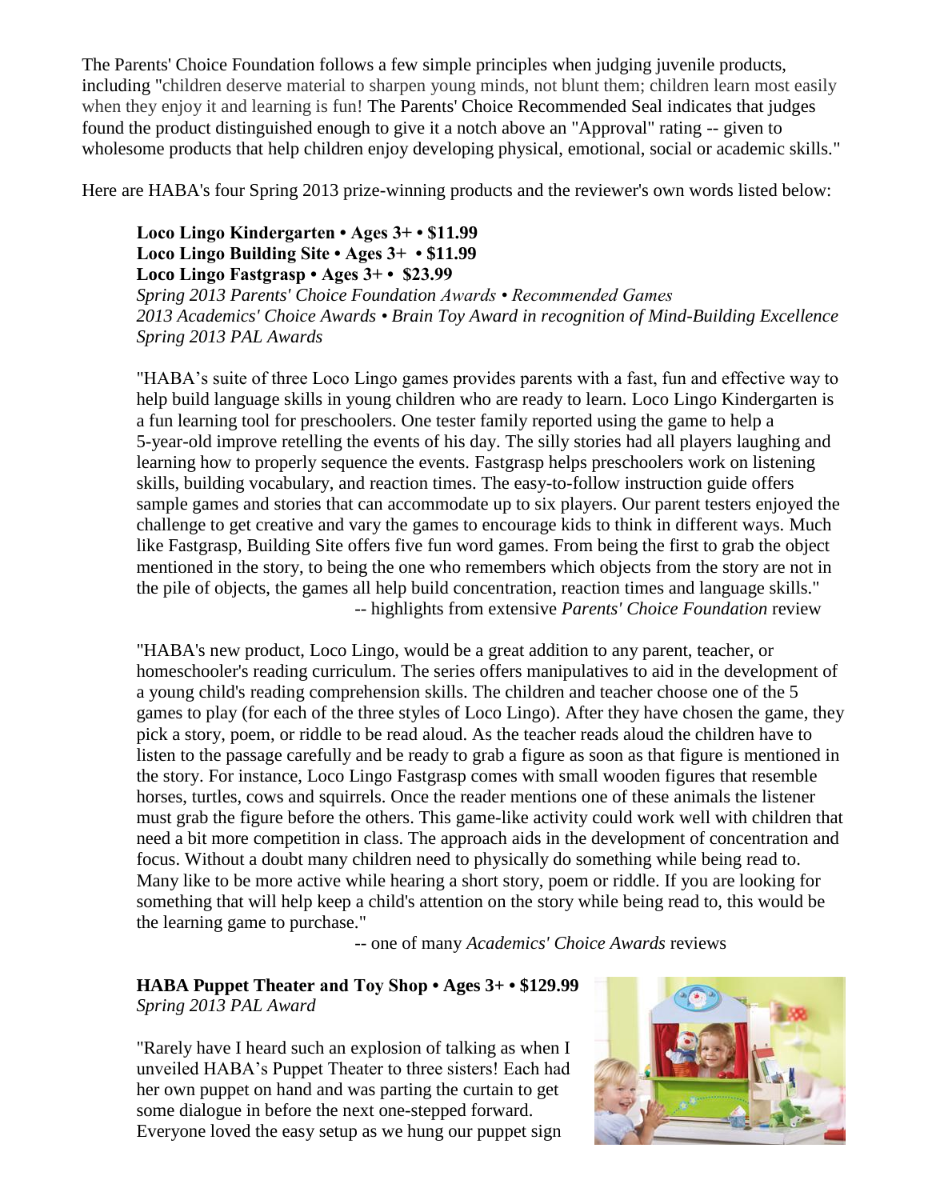The Parents' Choice Foundation follows a few simple principles when judging juvenile products, including "children deserve material to sharpen young minds, not blunt them; children learn most easily when they enjoy it and learning is fun! The Parents' Choice Recommended Seal indicates that judges found the product distinguished enough to give it a notch above an "Approval" rating -- given to wholesome products that help children enjoy developing physical, emotional, social or academic skills."

Here are HABA's four Spring 2013 prize-winning products and the reviewer's own words listed below:

**Loco Lingo Kindergarten • Ages 3+ • $11.99**
**Loco Lingo Building Site • Ages 3+ • $11.99**
**Loco Lingo Fastgrasp • Ages 3+ • $23.99**
*Spring 2013 Parents' Choice Foundation Awards • Recommended Games*
*2013 Academics' Choice Awards • Brain Toy Award in recognition of Mind-Building Excellence*
*Spring 2013 PAL Awards*

"HABA's suite of three Loco Lingo games provides parents with a fast, fun and effective way to help build language skills in young children who are ready to learn. Loco Lingo Kindergarten is a fun learning tool for preschoolers. One tester family reported using the game to help a 5-year-old improve retelling the events of his day. The silly stories had all players laughing and learning how to properly sequence the events. Fastgrasp helps preschoolers work on listening skills, building vocabulary, and reaction times. The easy-to-follow instruction guide offers sample games and stories that can accommodate up to six players. Our parent testers enjoyed the challenge to get creative and vary the games to encourage kids to think in different ways. Much like Fastgrasp, Building Site offers five fun word games. From being the first to grab the object mentioned in the story, to being the one who remembers which objects from the story are not in the pile of objects, the games all help build concentration, reaction times and language skills."
-- highlights from extensive *Parents' Choice Foundation* review

"HABA's new product, Loco Lingo, would be a great addition to any parent, teacher, or homeschooler's reading curriculum. The series offers manipulatives to aid in the development of a young child's reading comprehension skills. The children and teacher choose one of the 5 games to play (for each of the three styles of Loco Lingo). After they have chosen the game, they pick a story, poem, or riddle to be read aloud. As the teacher reads aloud the children have to listen to the passage carefully and be ready to grab a figure as soon as that figure is mentioned in the story. For instance, Loco Lingo Fastgrasp comes with small wooden figures that resemble horses, turtles, cows and squirrels. Once the reader mentions one of these animals the listener must grab the figure before the others. This game-like activity could work well with children that need a bit more competition in class. The approach aids in the development of concentration and focus. Without a doubt many children need to physically do something while being read to. Many like to be more active while hearing a short story, poem or riddle. If you are looking for something that will help keep a child's attention on the story while being read to, this would be the learning game to purchase."
-- one of many *Academics' Choice Awards* reviews

**HABA Puppet Theater and Toy Shop • Ages 3+ • $129.99**
*Spring 2013 PAL Award*

"Rarely have I heard such an explosion of talking as when I unveiled HABA's Puppet Theater to three sisters! Each had her own puppet on hand and was parting the curtain to get some dialogue in before the next one-stepped forward. Everyone loved the easy setup as we hung our puppet sign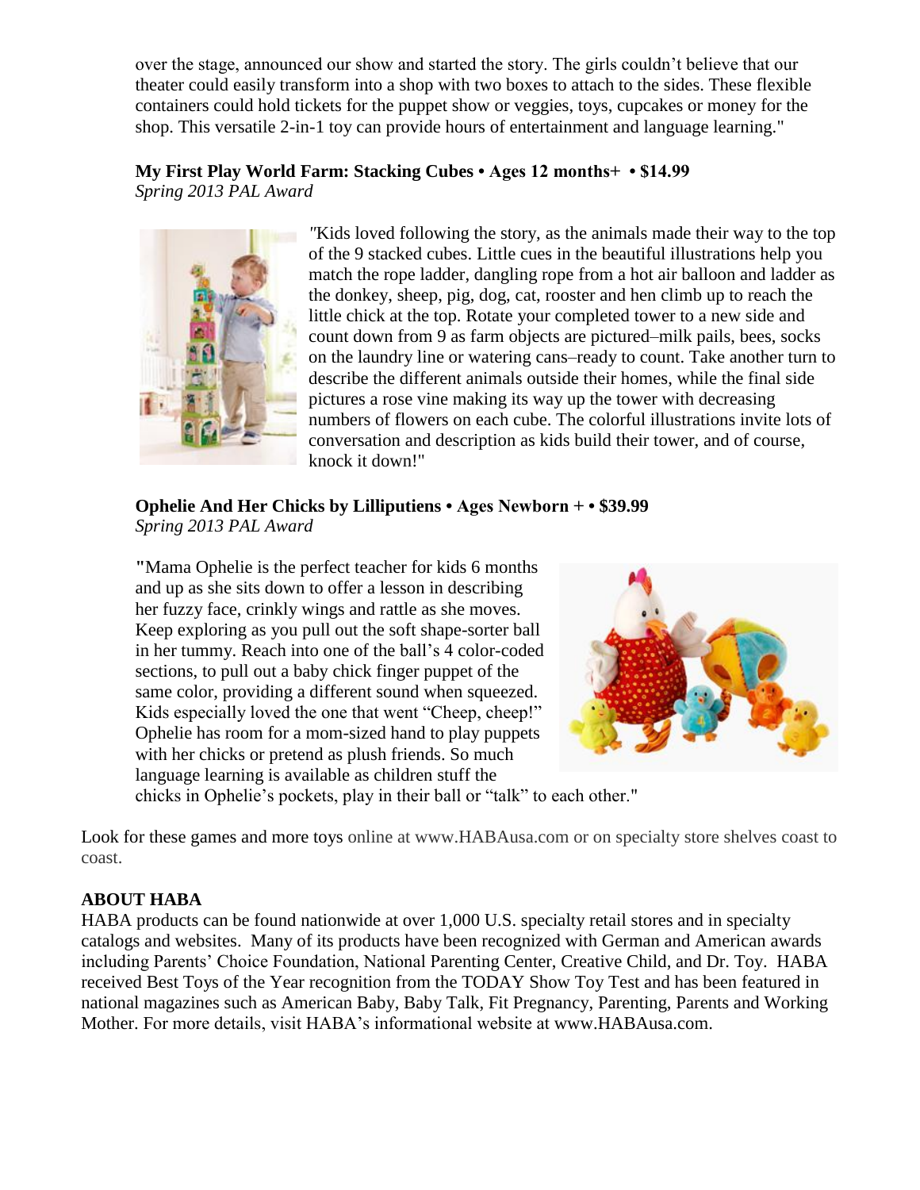over the stage, announced our show and started the story. The girls couldn't believe that our theater could easily transform into a shop with two boxes to attach to the sides. These flexible containers could hold tickets for the puppet show or veggies, toys, cupcakes or money for the shop. This versatile 2-in-1 toy can provide hours of entertainment and language learning."

**My First Play World Farm: Stacking Cubes • Ages 12 months+ • $14.99**
*Spring 2013 PAL Award*

"Kids loved following the story, as the animals made their way to the top of the 9 stacked cubes. Little cues in the beautiful illustrations help you match the rope ladder, dangling rope from a hot air balloon and ladder as the donkey, sheep, pig, dog, cat, rooster and hen climb up to reach the little chick at the top. Rotate your completed tower to a new side and count down from 9 as farm objects are pictured–milk pails, bees, socks on the laundry line or watering cans–ready to count. Take another turn to describe the different animals outside their homes, while the final side pictures a rose vine making its way up the tower with decreasing numbers of flowers on each cube. The colorful illustrations invite lots of conversation and description as kids build their tower, and of course, knock it down!"

**Ophelie And Her Chicks by Lilliputiens • Ages Newborn + • $39.99**
*Spring 2013 PAL Award*

"Mama Ophelie is the perfect teacher for kids 6 months and up as she sits down to offer a lesson in describing her fuzzy face, crinkly wings and rattle as she moves. Keep exploring as you pull out the soft shape-sorter ball in her tummy. Reach into one of the ball's 4 color-coded sections, to pull out a baby chick finger puppet of the same color, providing a different sound when squeezed. Kids especially loved the one that went "Cheep, cheep!" Ophelie has room for a mom-sized hand to play puppets with her chicks or pretend as plush friends. So much language learning is available as children stuff the chicks in Ophelie's pockets, play in their ball or "talk" to each other."

Look for these games and more toys online at www.HABAusa.com or on specialty store shelves coast to coast.

**ABOUT HABA**

HABA products can be found nationwide at over 1,000 U.S. specialty retail stores and in specialty catalogs and websites. Many of its products have been recognized with German and American awards including Parents' Choice Foundation, National Parenting Center, Creative Child, and Dr. Toy. HABA received Best Toys of the Year recognition from the TODAY Show Toy Test and has been featured in national magazines such as American Baby, Baby Talk, Fit Pregnancy, Parenting, Parents and Working Mother. For more details, visit HABA's informational website at www.HABAusa.com.